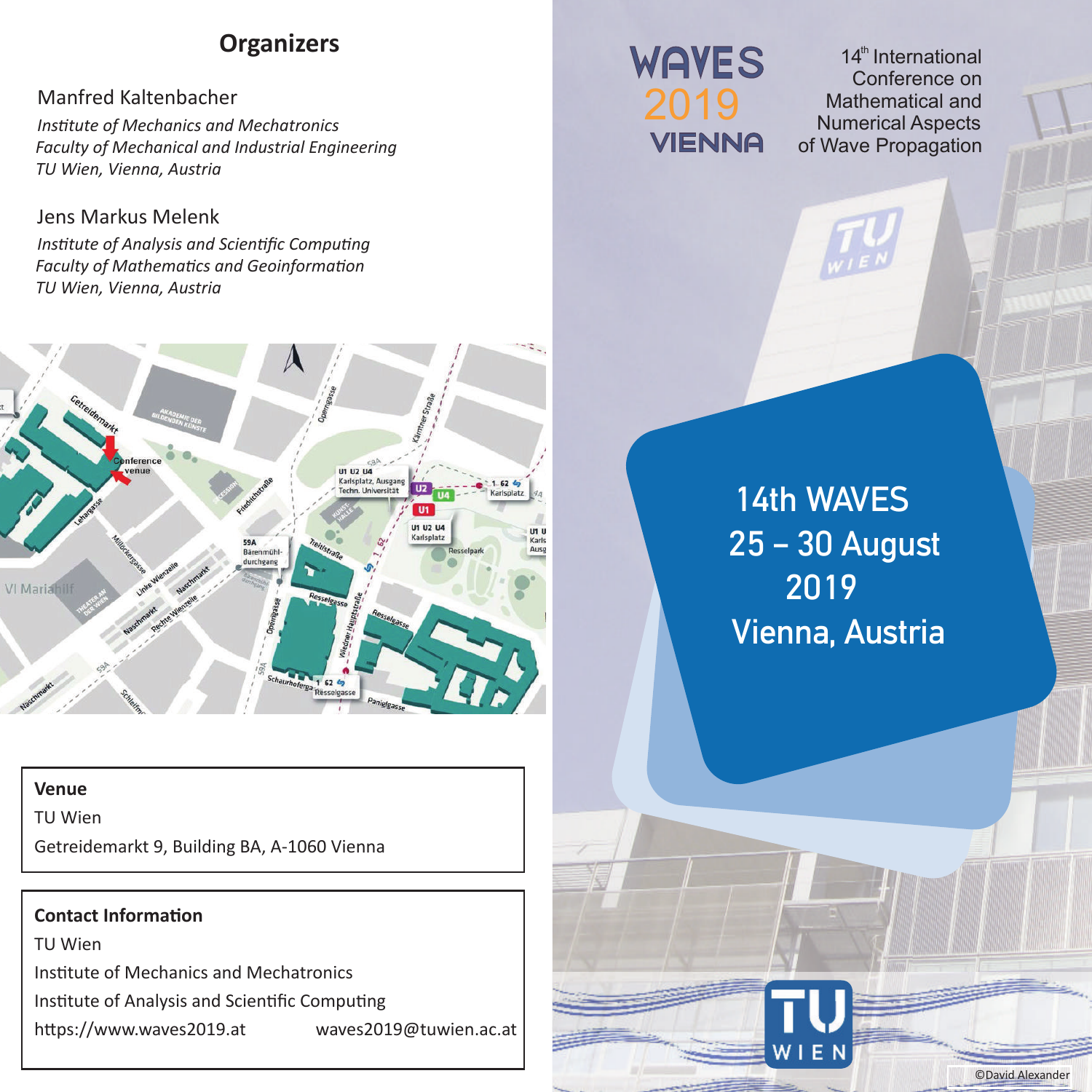## Organizers

Manfred Kaltenbacher
*Institute of Mechanics and Mechatronics*
*Faculty of Mechanical and Industrial Engineering*
*TU Wien, Vienna, Austria*

Jens Markus Melenk
*Institute of Analysis and Scientific Computing*
*Faculty of Mathematics and Geoinformation*
*TU Wien, Vienna, Austria*

**Venue**
TU Wien
Getreidemarkt 9, Building BA, A-1060 Vienna

**Contact Information**
TU Wien
Institute of Mechanics and Mechatronics
Institute of Analysis and Scientific Computing
https://www.waves2019.at waves2019@tuwien.ac.at

# WAVES 2019 VIENNA

14th International Conference on Mathematical and Numerical Aspects of Wave Propagation

## 14th WAVES
## 25 – 30 August 2019
## Vienna, Austria

©David Alexander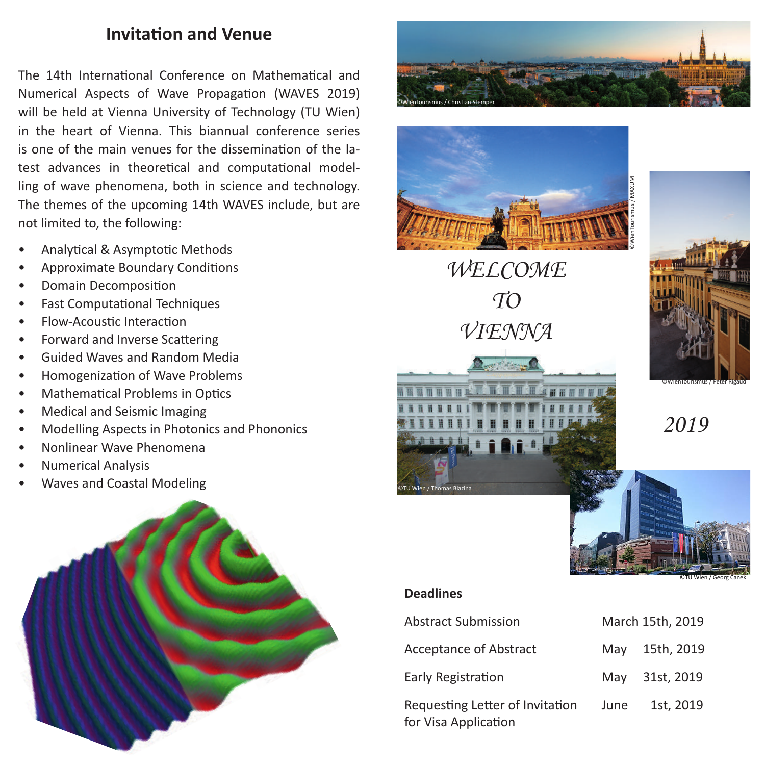## Invitation and Venue

The 14th International Conference on Mathematical and Numerical Aspects of Wave Propagation (WAVES 2019) will be held at Vienna University of Technology (TU Wien) in the heart of Vienna. This biannual conference series is one of the main venues for the dissemination of the latest advances in theoretical and computational modelling of wave phenomena, both in science and technology. The themes of the upcoming 14th WAVES include, but are not limited to, the following:

- Analytical & Asymptotic Methods
- Approximate Boundary Conditions
- Domain Decomposition
- Fast Computational Techniques
- Flow-Acoustic Interaction
- Forward and Inverse Scattering
- Guided Waves and Random Media
- Homogenization of Wave Problems
- Mathematical Problems in Optics
- Medical and Seismic Imaging
- Modelling Aspects in Photonics and Phononics
- Nonlinear Wave Phenomena
- Numerical Analysis
- Waves and Coastal Modeling

©WienTourismus / Christian Stemper

©WienTourismus / MAXUM

*WELCOME TO VIENNA*

©WienTourismus / Peter Rigaud

©TU Wien / Thomas Blazina

*2019*

©TU Wien / Georg Canek

### Deadlines

| | |
|---|---|
| Abstract Submission | March 15th, 2019 |
| Acceptance of Abstract | May 15th, 2019 |
| Early Registration | May 31st, 2019 |
| Requesting Letter of Invitation for Visa Application | June 1st, 2019 |